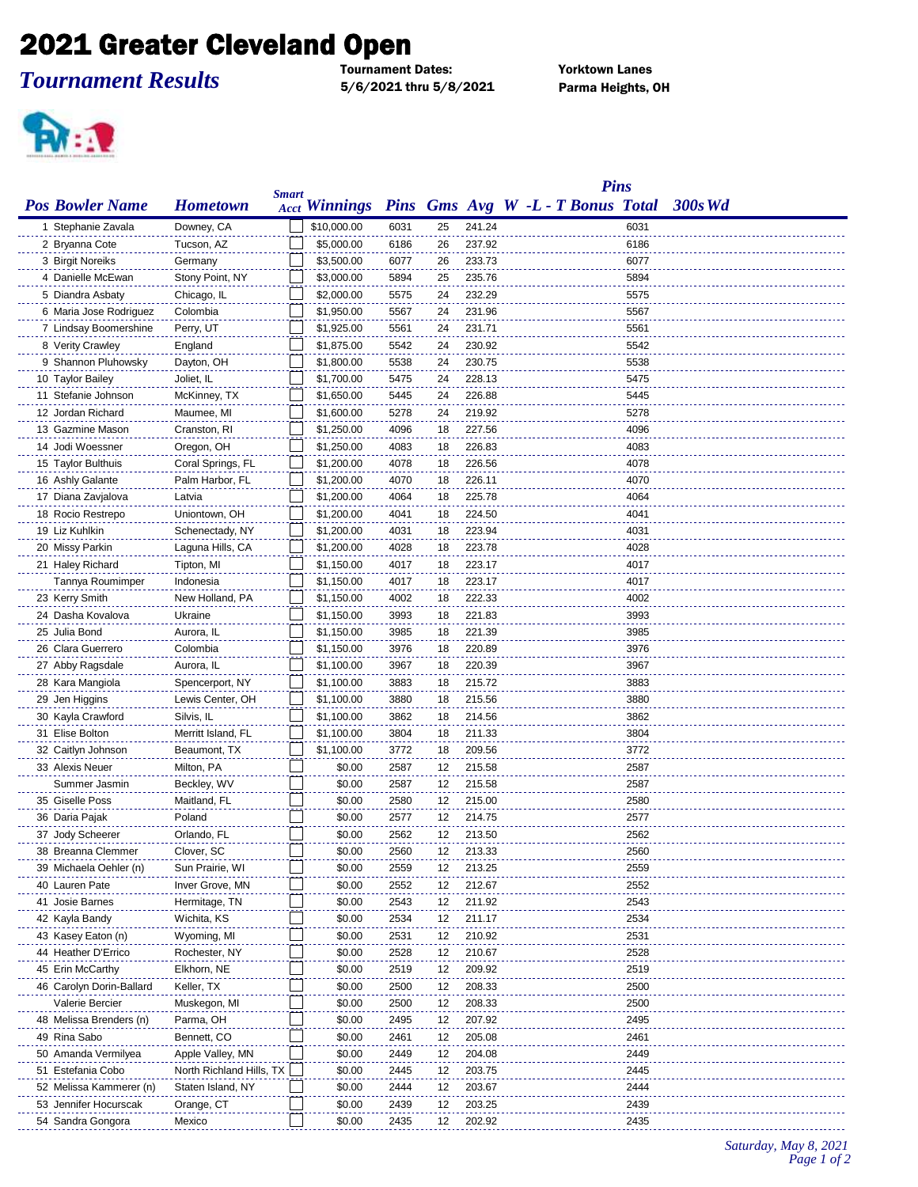# 2021 Greater Cleveland Open

***Tournament Results***

**Tournament Dates:**
**5/6/2021 thru 5/8/2021**

**Yorktown Lanes**
**Parma Heights, OH**

| Pos | Bowler Name | Hometown | Smart Acct | Winnings | Pins | Gms | Avg | W -L - T | Pins Bonus | Total | 300s | Wd |
|---|---|---|---|---|---|---|---|---|---|---|---|---|
| 1 | Stephanie Zavala | Downey, CA | | $10,000.00 | 6031 | 25 | 241.24 | | | 6031 | | |
| 2 | Bryanna Cote | Tucson, AZ | | $5,000.00 | 6186 | 26 | 237.92 | | | 6186 | | |
| 3 | Birgit Noreiks | Germany | | $3,500.00 | 6077 | 26 | 233.73 | | | 6077 | | |
| 4 | Danielle McEwan | Stony Point, NY | | $3,000.00 | 5894 | 25 | 235.76 | | | 5894 | | |
| 5 | Diandra Asbaty | Chicago, IL | | $2,000.00 | 5575 | 24 | 232.29 | | | 5575 | | |
| 6 | Maria Jose Rodriguez | Colombia | | $1,950.00 | 5567 | 24 | 231.96 | | | 5567 | | |
| 7 | Lindsay Boomershine | Perry, UT | | $1,925.00 | 5561 | 24 | 231.71 | | | 5561 | | |
| 8 | Verity Crawley | England | | $1,875.00 | 5542 | 24 | 230.92 | | | 5542 | | |
| 9 | Shannon Pluhowsky | Dayton, OH | | $1,800.00 | 5538 | 24 | 230.75 | | | 5538 | | |
| 10 | Taylor Bailey | Joliet, IL | | $1,700.00 | 5475 | 24 | 228.13 | | | 5475 | | |
| 11 | Stefanie Johnson | McKinney, TX | | $1,650.00 | 5445 | 24 | 226.88 | | | 5445 | | |
| 12 | Jordan Richard | Maumee, MI | | $1,600.00 | 5278 | 24 | 219.92 | | | 5278 | | |
| 13 | Gazmine Mason | Cranston, RI | | $1,250.00 | 4096 | 18 | 227.56 | | | 4096 | | |
| 14 | Jodi Woessner | Oregon, OH | | $1,250.00 | 4083 | 18 | 226.83 | | | 4083 | | |
| 15 | Taylor Bulthuis | Coral Springs, FL | | $1,200.00 | 4078 | 18 | 226.56 | | | 4078 | | |
| 16 | Ashly Galante | Palm Harbor, FL | | $1,200.00 | 4070 | 18 | 226.11 | | | 4070 | | |
| 17 | Diana Zavjalova | Latvia | | $1,200.00 | 4064 | 18 | 225.78 | | | 4064 | | |
| 18 | Rocio Restrepo | Uniontown, OH | | $1,200.00 | 4041 | 18 | 224.50 | | | 4041 | | |
| 19 | Liz Kuhlkin | Schenectady, NY | | $1,200.00 | 4031 | 18 | 223.94 | | | 4031 | | |
| 20 | Missy Parkin | Laguna Hills, CA | | $1,200.00 | 4028 | 18 | 223.78 | | | 4028 | | |
| 21 | Haley Richard | Tipton, MI | | $1,150.00 | 4017 | 18 | 223.17 | | | 4017 | | |
| | Tannya Roumimper | Indonesia | | $1,150.00 | 4017 | 18 | 223.17 | | | 4017 | | |
| 23 | Kerry Smith | New Holland, PA | | $1,150.00 | 4002 | 18 | 222.33 | | | 4002 | | |
| 24 | Dasha Kovalova | Ukraine | | $1,150.00 | 3993 | 18 | 221.83 | | | 3993 | | |
| 25 | Julia Bond | Aurora, IL | | $1,150.00 | 3985 | 18 | 221.39 | | | 3985 | | |
| 26 | Clara Guerrero | Colombia | | $1,150.00 | 3976 | 18 | 220.89 | | | 3976 | | |
| 27 | Abby Ragsdale | Aurora, IL | | $1,100.00 | 3967 | 18 | 220.39 | | | 3967 | | |
| 28 | Kara Mangiola | Spencerport, NY | | $1,100.00 | 3883 | 18 | 215.72 | | | 3883 | | |
| 29 | Jen Higgins | Lewis Center, OH | | $1,100.00 | 3880 | 18 | 215.56 | | | 3880 | | |
| 30 | Kayla Crawford | Silvis, IL | | $1,100.00 | 3862 | 18 | 214.56 | | | 3862 | | |
| 31 | Elise Bolton | Merritt Island, FL | | $1,100.00 | 3804 | 18 | 211.33 | | | 3804 | | |
| 32 | Caitlyn Johnson | Beaumont, TX | | $1,100.00 | 3772 | 18 | 209.56 | | | 3772 | | |
| 33 | Alexis Neuer | Milton, PA | | $0.00 | 2587 | 12 | 215.58 | | | 2587 | | |
| | Summer Jasmin | Beckley, WV | | $0.00 | 2587 | 12 | 215.58 | | | 2587 | | |
| 35 | Giselle Poss | Maitland, FL | | $0.00 | 2580 | 12 | 215.00 | | | 2580 | | |
| 36 | Daria Pajak | Poland | | $0.00 | 2577 | 12 | 214.75 | | | 2577 | | |
| 37 | Jody Scheerer | Orlando, FL | | $0.00 | 2562 | 12 | 213.50 | | | 2562 | | |
| 38 | Breanna Clemmer | Clover, SC | | $0.00 | 2560 | 12 | 213.33 | | | 2560 | | |
| 39 | Michaela Oehler (n) | Sun Prairie, WI | | $0.00 | 2559 | 12 | 213.25 | | | 2559 | | |
| 40 | Lauren Pate | Inver Grove, MN | | $0.00 | 2552 | 12 | 212.67 | | | 2552 | | |
| 41 | Josie Barnes | Hermitage, TN | | $0.00 | 2543 | 12 | 211.92 | | | 2543 | | |
| 42 | Kayla Bandy | Wichita, KS | | $0.00 | 2534 | 12 | 211.17 | | | 2534 | | |
| 43 | Kasey Eaton (n) | Wyoming, MI | | $0.00 | 2531 | 12 | 210.92 | | | 2531 | | |
| 44 | Heather D'Errico | Rochester, NY | | $0.00 | 2528 | 12 | 210.67 | | | 2528 | | |
| 45 | Erin McCarthy | Elkhorn, NE | | $0.00 | 2519 | 12 | 209.92 | | | 2519 | | |
| 46 | Carolyn Dorin-Ballard | Keller, TX | | $0.00 | 2500 | 12 | 208.33 | | | 2500 | | |
| | Valerie Bercier | Muskegon, MI | | $0.00 | 2500 | 12 | 208.33 | | | 2500 | | |
| 48 | Melissa Brenders (n) | Parma, OH | | $0.00 | 2495 | 12 | 207.92 | | | 2495 | | |
| 49 | Rina Sabo | Bennett, CO | | $0.00 | 2461 | 12 | 205.08 | | | 2461 | | |
| 50 | Amanda Vermilyea | Apple Valley, MN | | $0.00 | 2449 | 12 | 204.08 | | | 2449 | | |
| 51 | Estefania Cobo | North Richland Hills, TX | | $0.00 | 2445 | 12 | 203.75 | | | 2445 | | |
| 52 | Melissa Kammerer (n) | Staten Island, NY | | $0.00 | 2444 | 12 | 203.67 | | | 2444 | | |
| 53 | Jennifer Hocurscak | Orange, CT | | $0.00 | 2439 | 12 | 203.25 | | | 2439 | | |
| 54 | Sandra Gongora | Mexico | | $0.00 | 2435 | 12 | 202.92 | | | 2435 | | |

*Saturday, May 8, 2021*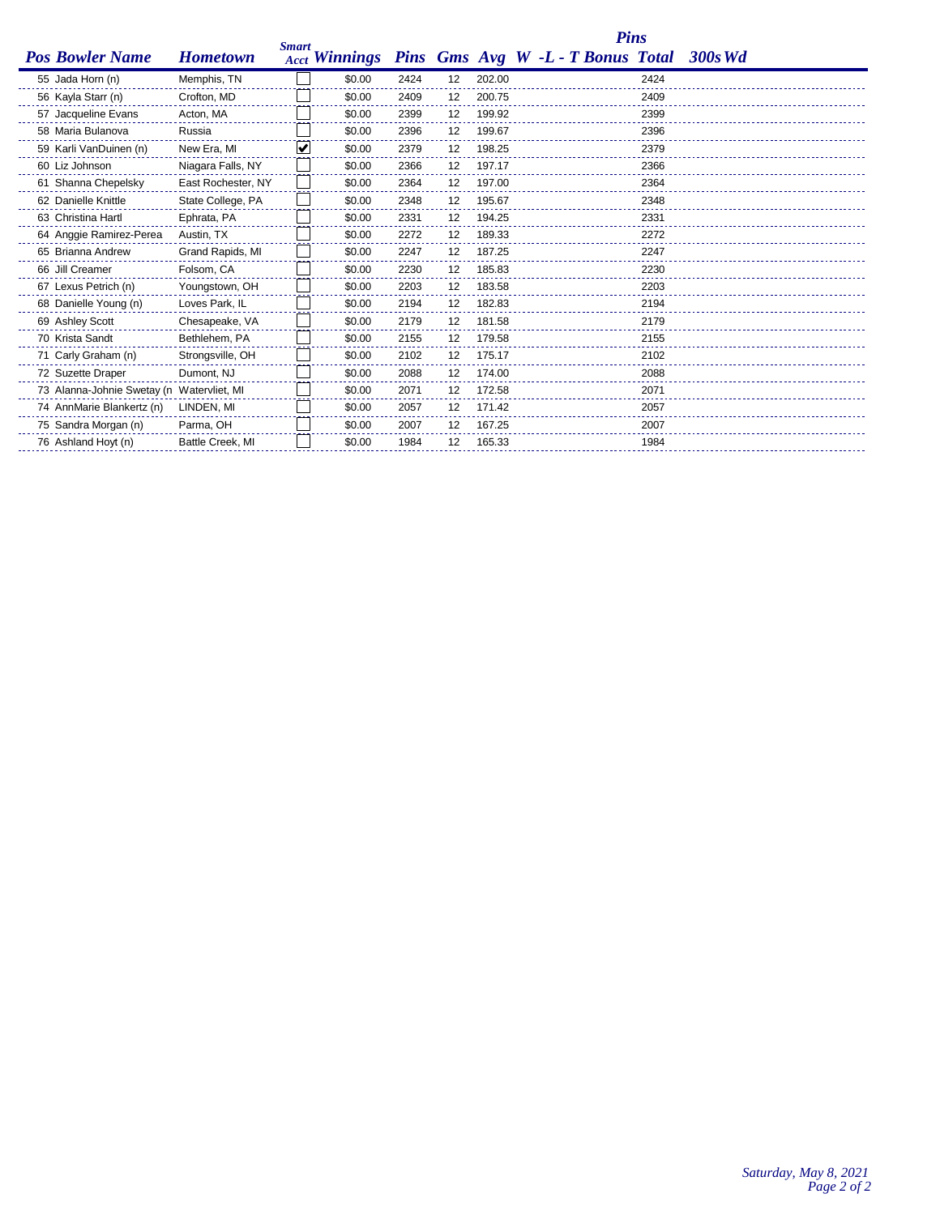| Pos | Bowler Name | Hometown | Smart Acct | Winnings | Pins | Gms | Avg | W -L - T | Bonus | Pins Total | 300s | Wd |
|---|---|---|---|---|---|---|---|---|---|---|---|---|
| 55 | Jada Horn (n) | Memphis, TN | ☐ | $0.00 | 2424 | 12 | 202.00 | | | 2424 | | |
| 56 | Kayla Starr (n) | Crofton, MD | ☐ | $0.00 | 2409 | 12 | 200.75 | | | 2409 | | |
| 57 | Jacqueline Evans | Acton, MA | ☐ | $0.00 | 2399 | 12 | 199.92 | | | 2399 | | |
| 58 | Maria Bulanova | Russia | ☐ | $0.00 | 2396 | 12 | 199.67 | | | 2396 | | |
| 59 | Karli VanDuinen (n) | New Era, MI | ☑ | $0.00 | 2379 | 12 | 198.25 | | | 2379 | | |
| 60 | Liz Johnson | Niagara Falls, NY | ☐ | $0.00 | 2366 | 12 | 197.17 | | | 2366 | | |
| 61 | Shanna Chepelsky | East Rochester, NY | ☐ | $0.00 | 2364 | 12 | 197.00 | | | 2364 | | |
| 62 | Danielle Knittle | State College, PA | ☐ | $0.00 | 2348 | 12 | 195.67 | | | 2348 | | |
| 63 | Christina Hartl | Ephrata, PA | ☐ | $0.00 | 2331 | 12 | 194.25 | | | 2331 | | |
| 64 | Anggie Ramirez-Perea | Austin, TX | ☐ | $0.00 | 2272 | 12 | 189.33 | | | 2272 | | |
| 65 | Brianna Andrew | Grand Rapids, MI | ☐ | $0.00 | 2247 | 12 | 187.25 | | | 2247 | | |
| 66 | Jill Creamer | Folsom, CA | ☐ | $0.00 | 2230 | 12 | 185.83 | | | 2230 | | |
| 67 | Lexus Petrich (n) | Youngstown, OH | ☐ | $0.00 | 2203 | 12 | 183.58 | | | 2203 | | |
| 68 | Danielle Young (n) | Loves Park, IL | ☐ | $0.00 | 2194 | 12 | 182.83 | | | 2194 | | |
| 69 | Ashley Scott | Chesapeake, VA | ☐ | $0.00 | 2179 | 12 | 181.58 | | | 2179 | | |
| 70 | Krista Sandt | Bethlehem, PA | ☐ | $0.00 | 2155 | 12 | 179.58 | | | 2155 | | |
| 71 | Carly Graham (n) | Strongsville, OH | ☐ | $0.00 | 2102 | 12 | 175.17 | | | 2102 | | |
| 72 | Suzette Draper | Dumont, NJ | ☐ | $0.00 | 2088 | 12 | 174.00 | | | 2088 | | |
| 73 | Alanna-Johnie Swetay (n | Watervliet, MI | ☐ | $0.00 | 2071 | 12 | 172.58 | | | 2071 | | |
| 74 | AnnMarie Blankertz (n) | LINDEN, MI | ☐ | $0.00 | 2057 | 12 | 171.42 | | | 2057 | | |
| 75 | Sandra Morgan (n) | Parma, OH | ☐ | $0.00 | 2007 | 12 | 167.25 | | | 2007 | | |
| 76 | Ashland Hoyt (n) | Battle Creek, MI | ☐ | $0.00 | 1984 | 12 | 165.33 | | | 1984 | | |

*Saturday, May 8, 2021*